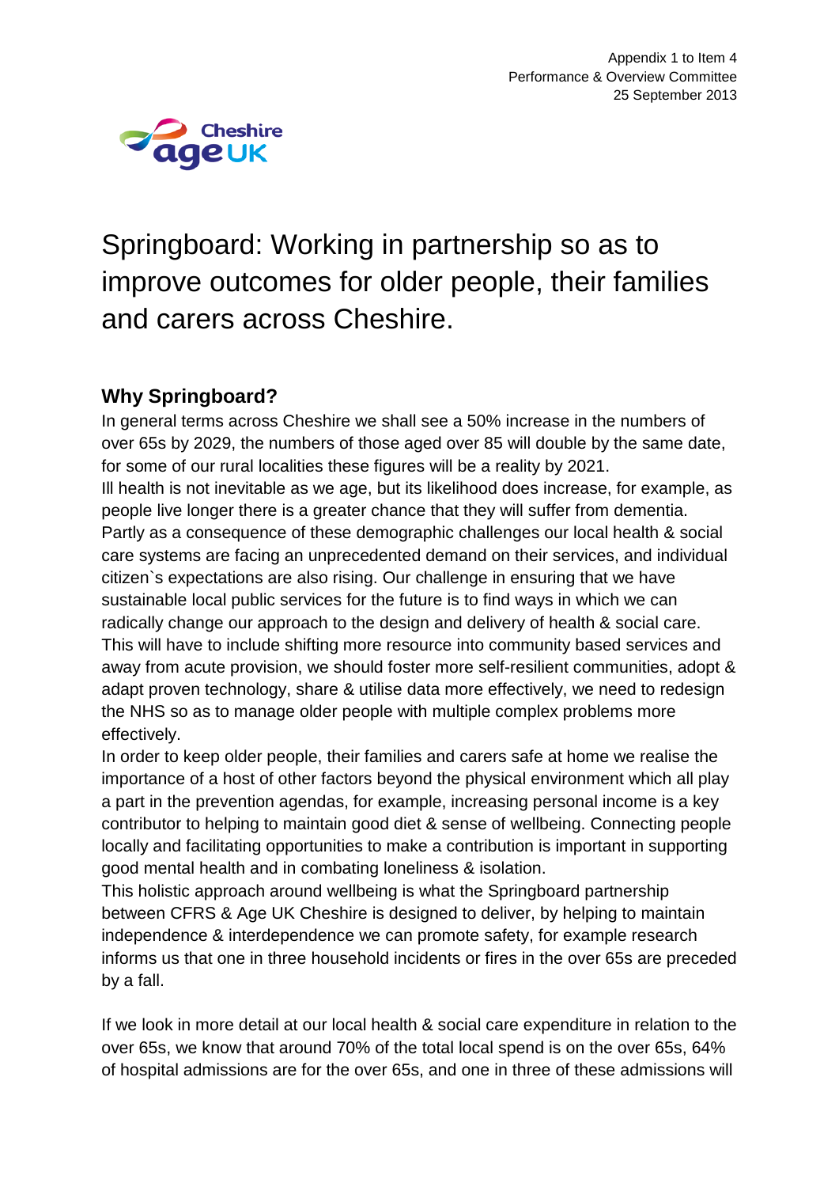Appendix 1 to Item 4
Performance & Overview Committee
25 September 2013

Cheshire age UK

# Springboard: Working in partnership so as to improve outcomes for older people, their families and carers across Cheshire.

## Why Springboard?

In general terms across Cheshire we shall see a 50% increase in the numbers of over 65s by 2029, the numbers of those aged over 85 will double by the same date, for some of our rural localities these figures will be a reality by 2021.
Ill health is not inevitable as we age, but its likelihood does increase, for example, as people live longer there is a greater chance that they will suffer from dementia.
Partly as a consequence of these demographic challenges our local health & social care systems are facing an unprecedented demand on their services, and individual citizen`s expectations are also rising. Our challenge in ensuring that we have sustainable local public services for the future is to find ways in which we can radically change our approach to the design and delivery of health & social care.
This will have to include shifting more resource into community based services and away from acute provision, we should foster more self-resilient communities, adopt & adapt proven technology, share & utilise data more effectively, we need to redesign the NHS so as to manage older people with multiple complex problems more effectively.
In order to keep older people, their families and carers safe at home we realise the importance of a host of other factors beyond the physical environment which all play a part in the prevention agendas, for example, increasing personal income is a key contributor to helping to maintain good diet & sense of wellbeing. Connecting people locally and facilitating opportunities to make a contribution is important in supporting good mental health and in combating loneliness & isolation.
This holistic approach around wellbeing is what the Springboard partnership between CFRS & Age UK Cheshire is designed to deliver, by helping to maintain independence & interdependence we can promote safety, for example research informs us that one in three household incidents or fires in the over 65s are preceded by a fall.

If we look in more detail at our local health & social care expenditure in relation to the over 65s, we know that around 70% of the total local spend is on the over 65s, 64% of hospital admissions are for the over 65s, and one in three of these admissions will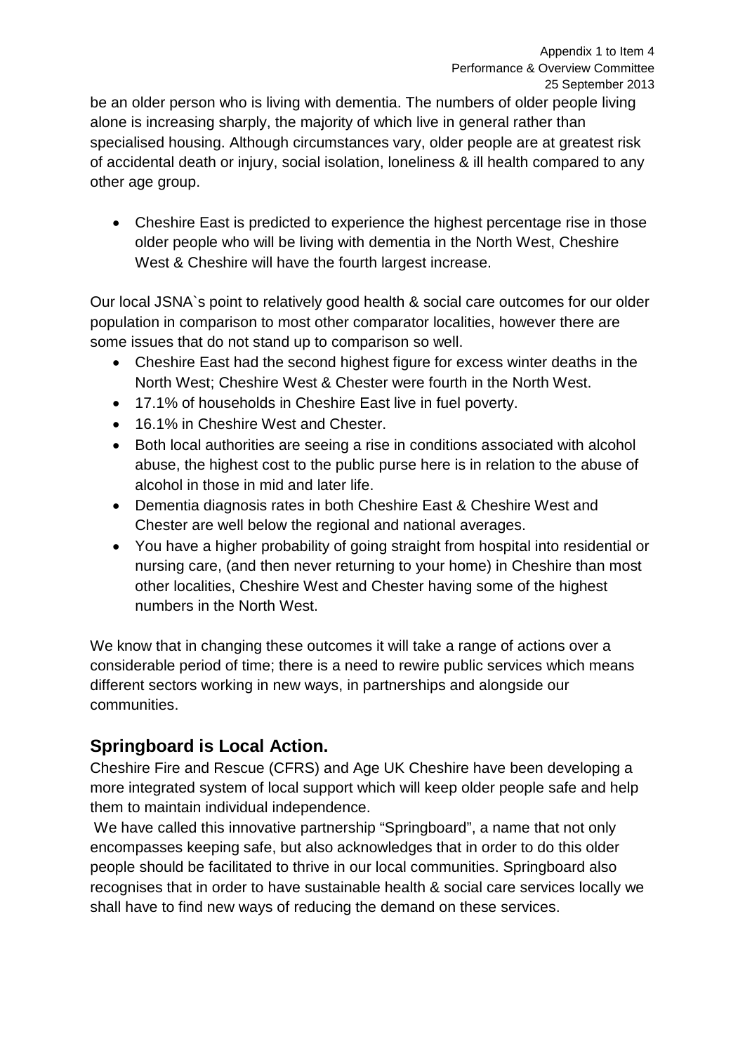be an older person who is living with dementia. The numbers of older people living alone is increasing sharply, the majority of which live in general rather than specialised housing. Although circumstances vary, older people are at greatest risk of accidental death or injury, social isolation, loneliness & ill health compared to any other age group.

- Cheshire East is predicted to experience the highest percentage rise in those older people who will be living with dementia in the North West, Cheshire West & Cheshire will have the fourth largest increase.

Our local JSNA`s point to relatively good health & social care outcomes for our older population in comparison to most other comparator localities, however there are some issues that do not stand up to comparison so well.

- Cheshire East had the second highest figure for excess winter deaths in the North West; Cheshire West & Chester were fourth in the North West.
- 17.1% of households in Cheshire East live in fuel poverty.
- 16.1% in Cheshire West and Chester.
- Both local authorities are seeing a rise in conditions associated with alcohol abuse, the highest cost to the public purse here is in relation to the abuse of alcohol in those in mid and later life.
- Dementia diagnosis rates in both Cheshire East & Cheshire West and Chester are well below the regional and national averages.
- You have a higher probability of going straight from hospital into residential or nursing care, (and then never returning to your home) in Cheshire than most other localities, Cheshire West and Chester having some of the highest numbers in the North West.

We know that in changing these outcomes it will take a range of actions over a considerable period of time; there is a need to rewire public services which means different sectors working in new ways, in partnerships and alongside our communities.

## Springboard is Local Action.

Cheshire Fire and Rescue (CFRS) and Age UK Cheshire have been developing a more integrated system of local support which will keep older people safe and help them to maintain individual independence.

We have called this innovative partnership "Springboard", a name that not only encompasses keeping safe, but also acknowledges that in order to do this older people should be facilitated to thrive in our local communities. Springboard also recognises that in order to have sustainable health & social care services locally we shall have to find new ways of reducing the demand on these services.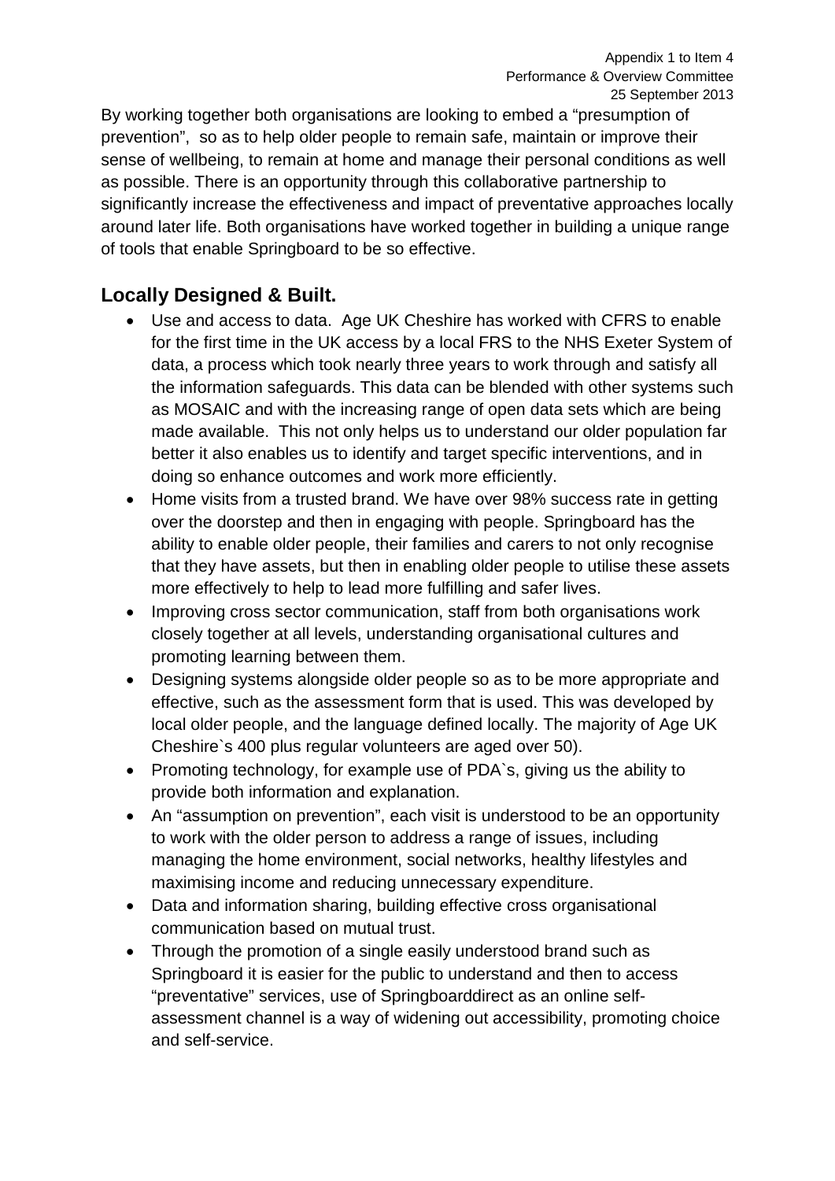By working together both organisations are looking to embed a "presumption of prevention", so as to help older people to remain safe, maintain or improve their sense of wellbeing, to remain at home and manage their personal conditions as well as possible. There is an opportunity through this collaborative partnership to significantly increase the effectiveness and impact of preventative approaches locally around later life. Both organisations have worked together in building a unique range of tools that enable Springboard to be so effective.

## Locally Designed & Built.

- Use and access to data. Age UK Cheshire has worked with CFRS to enable for the first time in the UK access by a local FRS to the NHS Exeter System of data, a process which took nearly three years to work through and satisfy all the information safeguards. This data can be blended with other systems such as MOSAIC and with the increasing range of open data sets which are being made available. This not only helps us to understand our older population far better it also enables us to identify and target specific interventions, and in doing so enhance outcomes and work more efficiently.
- Home visits from a trusted brand. We have over 98% success rate in getting over the doorstep and then in engaging with people. Springboard has the ability to enable older people, their families and carers to not only recognise that they have assets, but then in enabling older people to utilise these assets more effectively to help to lead more fulfilling and safer lives.
- Improving cross sector communication, staff from both organisations work closely together at all levels, understanding organisational cultures and promoting learning between them.
- Designing systems alongside older people so as to be more appropriate and effective, such as the assessment form that is used. This was developed by local older people, and the language defined locally. The majority of Age UK Cheshire`s 400 plus regular volunteers are aged over 50).
- Promoting technology, for example use of PDA`s, giving us the ability to provide both information and explanation.
- An "assumption on prevention", each visit is understood to be an opportunity to work with the older person to address a range of issues, including managing the home environment, social networks, healthy lifestyles and maximising income and reducing unnecessary expenditure.
- Data and information sharing, building effective cross organisational communication based on mutual trust.
- Through the promotion of a single easily understood brand such as Springboard it is easier for the public to understand and then to access "preventative" services, use of Springboarddirect as an online self-assessment channel is a way of widening out accessibility, promoting choice and self-service.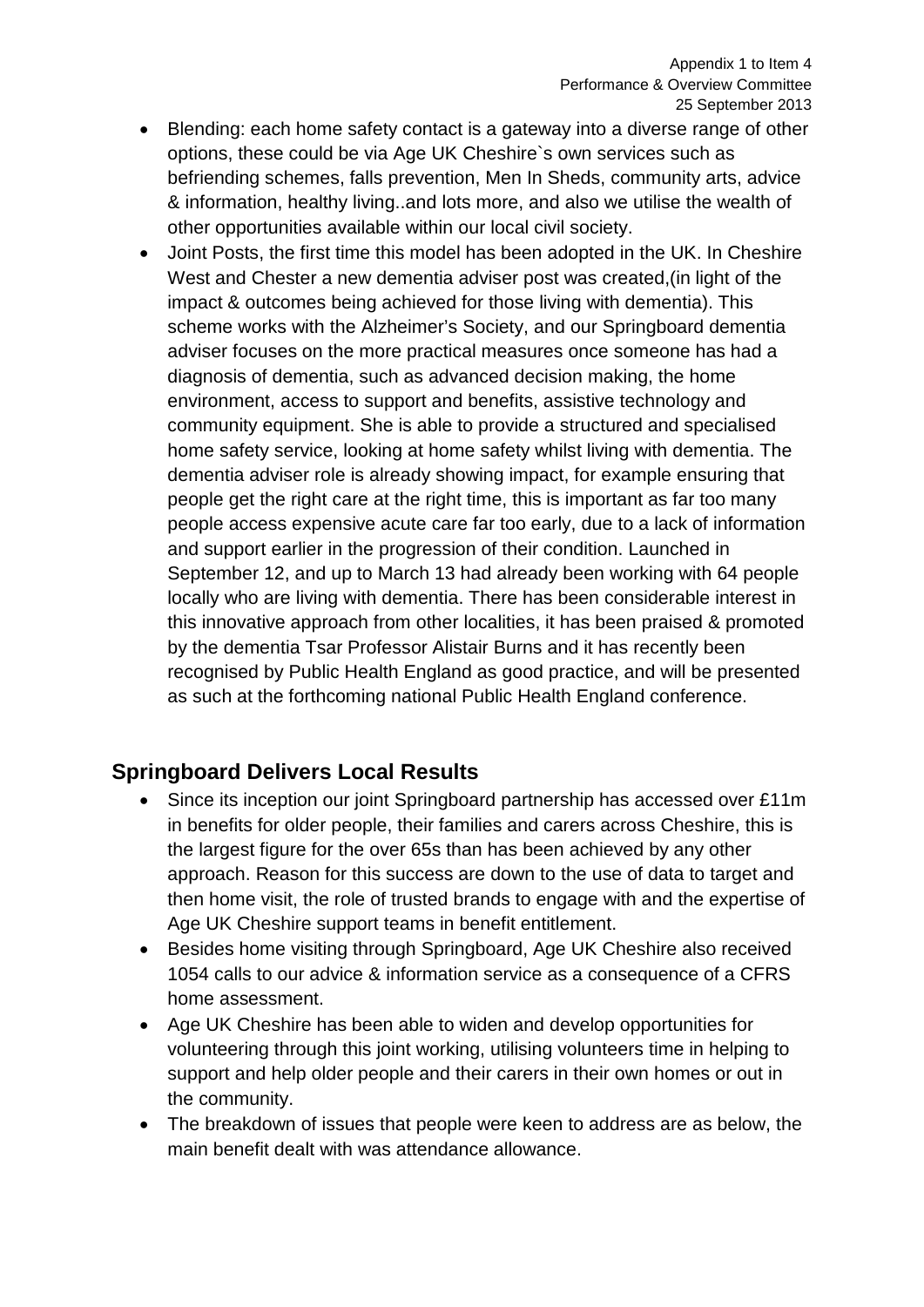- Blending: each home safety contact is a gateway into a diverse range of other options, these could be via Age UK Cheshire`s own services such as befriending schemes, falls prevention, Men In Sheds, community arts, advice & information, healthy living..and lots more, and also we utilise the wealth of other opportunities available within our local civil society.
- Joint Posts, the first time this model has been adopted in the UK. In Cheshire West and Chester a new dementia adviser post was created,(in light of the impact & outcomes being achieved for those living with dementia). This scheme works with the Alzheimer's Society, and our Springboard dementia adviser focuses on the more practical measures once someone has had a diagnosis of dementia, such as advanced decision making, the home environment, access to support and benefits, assistive technology and community equipment. She is able to provide a structured and specialised home safety service, looking at home safety whilst living with dementia. The dementia adviser role is already showing impact, for example ensuring that people get the right care at the right time, this is important as far too many people access expensive acute care far too early, due to a lack of information and support earlier in the progression of their condition. Launched in September 12, and up to March 13 had already been working with 64 people locally who are living with dementia. There has been considerable interest in this innovative approach from other localities, it has been praised & promoted by the dementia Tsar Professor Alistair Burns and it has recently been recognised by Public Health England as good practice, and will be presented as such at the forthcoming national Public Health England conference.

## Springboard Delivers Local Results

- Since its inception our joint Springboard partnership has accessed over £11m in benefits for older people, their families and carers across Cheshire, this is the largest figure for the over 65s than has been achieved by any other approach. Reason for this success are down to the use of data to target and then home visit, the role of trusted brands to engage with and the expertise of Age UK Cheshire support teams in benefit entitlement.
- Besides home visiting through Springboard, Age UK Cheshire also received 1054 calls to our advice & information service as a consequence of a CFRS home assessment.
- Age UK Cheshire has been able to widen and develop opportunities for volunteering through this joint working, utilising volunteers time in helping to support and help older people and their carers in their own homes or out in the community.
- The breakdown of issues that people were keen to address are as below, the main benefit dealt with was attendance allowance.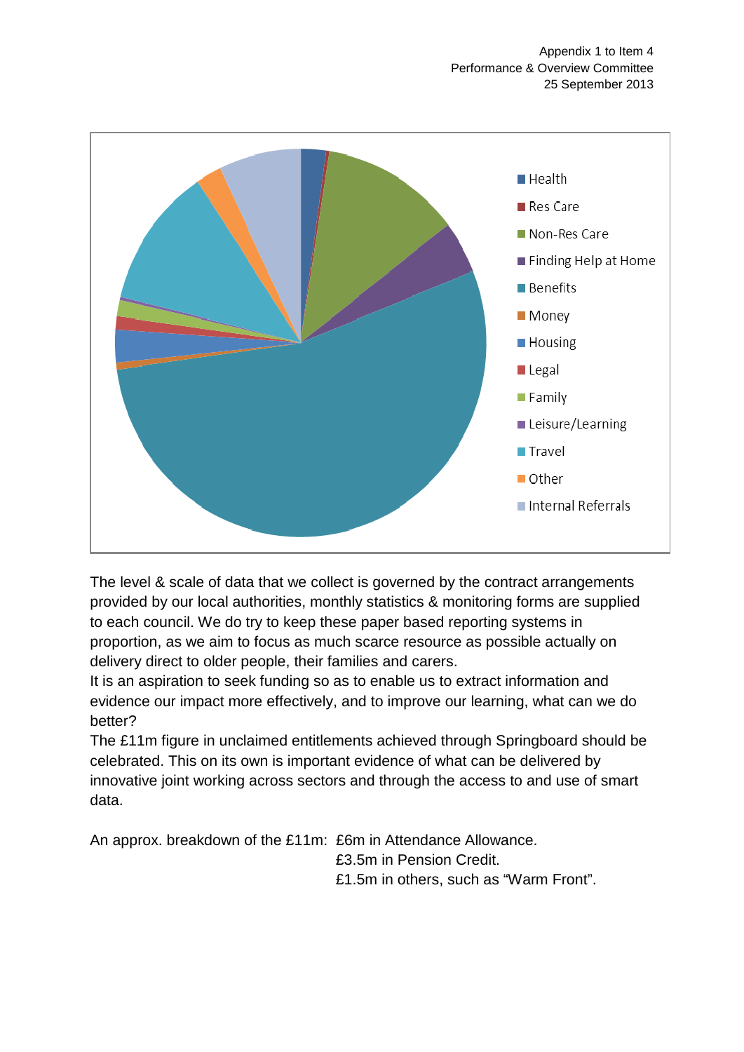- Health
- Res Care
- Non-Res Care
- Finding Help at Home
- Benefits
- Money
- Housing
- Legal
- Family
- Leisure/Learning
- Travel
- Other
- Internal Referrals

The level & scale of data that we collect is governed by the contract arrangements provided by our local authorities, monthly statistics & monitoring forms are supplied to each council. We do try to keep these paper based reporting systems in proportion, as we aim to focus as much scarce resource as possible actually on delivery direct to older people, their families and carers.

It is an aspiration to seek funding so as to enable us to extract information and evidence our impact more effectively, and to improve our learning, what can we do better?

The £11m figure in unclaimed entitlements achieved through Springboard should be celebrated. This on its own is important evidence of what can be delivered by innovative joint working across sectors and through the access to and use of smart data.

An approx. breakdown of the £11m:

- £6m in Attendance Allowance.
- £3.5m in Pension Credit.
- £1.5m in others, such as "Warm Front".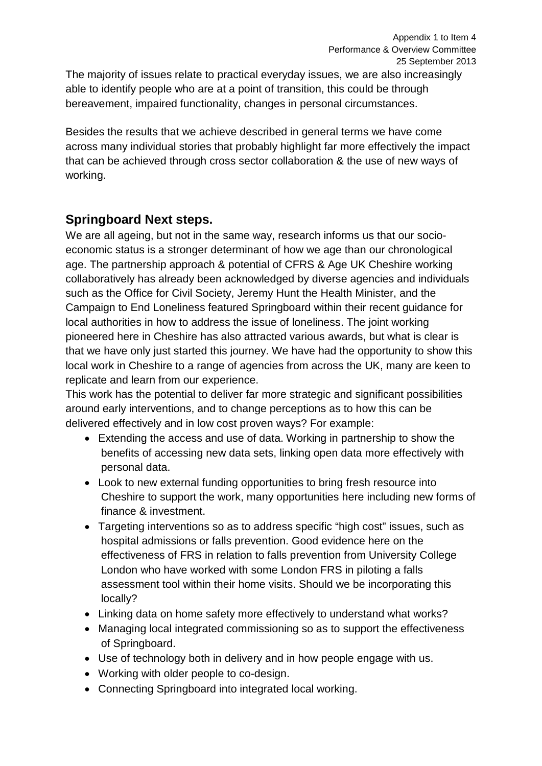The majority of issues relate to practical everyday issues, we are also increasingly able to identify people who are at a point of transition, this could be through bereavement, impaired functionality, changes in personal circumstances.

Besides the results that we achieve described in general terms we have come across many individual stories that probably highlight far more effectively the impact that can be achieved through cross sector collaboration & the use of new ways of working.

## Springboard Next steps.

We are all ageing, but not in the same way, research informs us that our socio-economic status is a stronger determinant of how we age than our chronological age. The partnership approach & potential of CFRS & Age UK Cheshire working collaboratively has already been acknowledged by diverse agencies and individuals such as the Office for Civil Society, Jeremy Hunt the Health Minister, and the Campaign to End Loneliness featured Springboard within their recent guidance for local authorities in how to address the issue of loneliness. The joint working pioneered here in Cheshire has also attracted various awards, but what is clear is that we have only just started this journey. We have had the opportunity to show this local work in Cheshire to a range of agencies from across the UK, many are keen to replicate and learn from our experience.

This work has the potential to deliver far more strategic and significant possibilities around early interventions, and to change perceptions as to how this can be delivered effectively and in low cost proven ways? For example:

- Extending the access and use of data. Working in partnership to show the benefits of accessing new data sets, linking open data more effectively with personal data.
- Look to new external funding opportunities to bring fresh resource into Cheshire to support the work, many opportunities here including new forms of finance & investment.
- Targeting interventions so as to address specific "high cost" issues, such as hospital admissions or falls prevention. Good evidence here on the effectiveness of FRS in relation to falls prevention from University College London who have worked with some London FRS in piloting a falls assessment tool within their home visits. Should we be incorporating this locally?
- Linking data on home safety more effectively to understand what works?
- Managing local integrated commissioning so as to support the effectiveness of Springboard.
- Use of technology both in delivery and in how people engage with us.
- Working with older people to co-design.
- Connecting Springboard into integrated local working.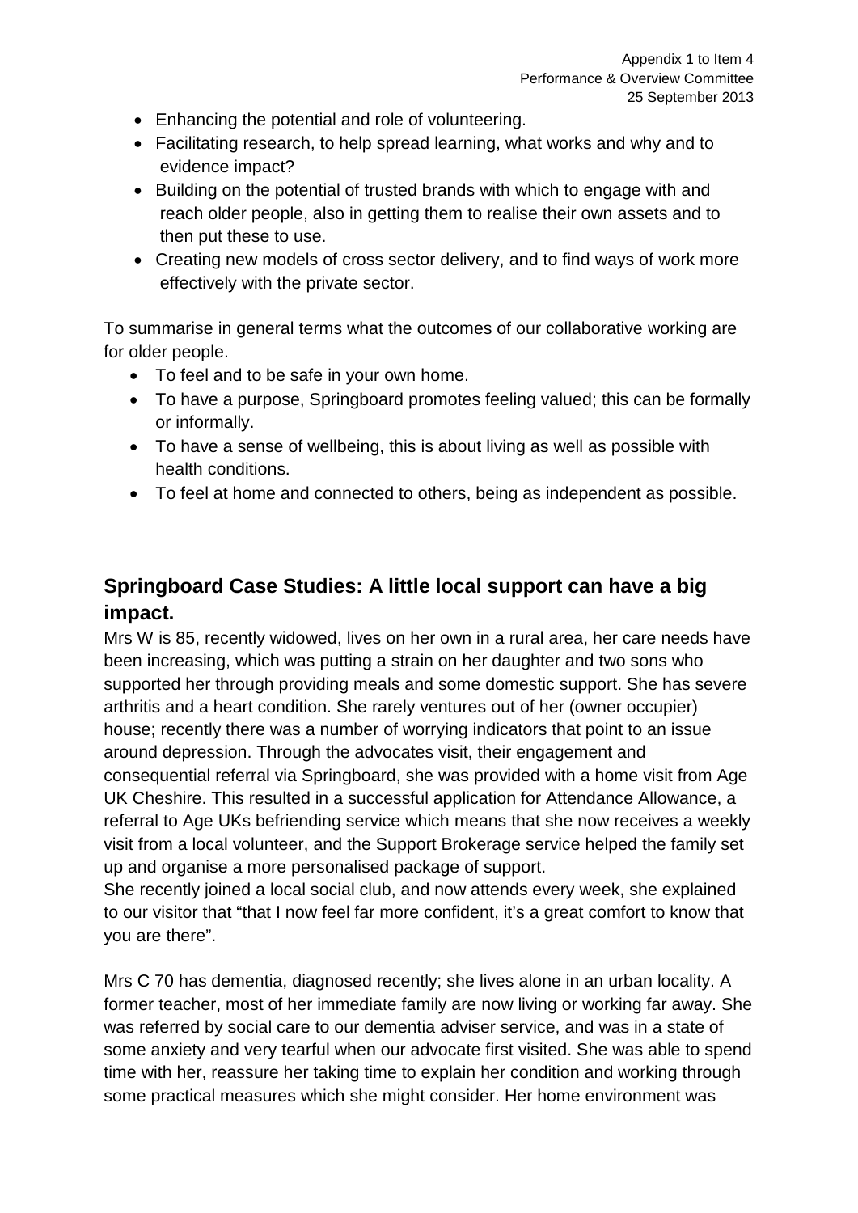- Enhancing the potential and role of volunteering.
- Facilitating research, to help spread learning, what works and why and to evidence impact?
- Building on the potential of trusted brands with which to engage with and reach older people, also in getting them to realise their own assets and to then put these to use.
- Creating new models of cross sector delivery, and to find ways of work more effectively with the private sector.

To summarise in general terms what the outcomes of our collaborative working are for older people.

- To feel and to be safe in your own home.
- To have a purpose, Springboard promotes feeling valued; this can be formally or informally.
- To have a sense of wellbeing, this is about living as well as possible with health conditions.
- To feel at home and connected to others, being as independent as possible.

## Springboard Case Studies: A little local support can have a big impact.

Mrs W is 85, recently widowed, lives on her own in a rural area, her care needs have been increasing, which was putting a strain on her daughter and two sons who supported her through providing meals and some domestic support. She has severe arthritis and a heart condition. She rarely ventures out of her (owner occupier) house; recently there was a number of worrying indicators that point to an issue around depression. Through the advocates visit, their engagement and consequential referral via Springboard, she was provided with a home visit from Age UK Cheshire. This resulted in a successful application for Attendance Allowance, a referral to Age UKs befriending service which means that she now receives a weekly visit from a local volunteer, and the Support Brokerage service helped the family set up and organise a more personalised package of support.
She recently joined a local social club, and now attends every week, she explained to our visitor that "that I now feel far more confident, it's a great comfort to know that you are there".

Mrs C 70 has dementia, diagnosed recently; she lives alone in an urban locality. A former teacher, most of her immediate family are now living or working far away. She was referred by social care to our dementia adviser service, and was in a state of some anxiety and very tearful when our advocate first visited. She was able to spend time with her, reassure her taking time to explain her condition and working through some practical measures which she might consider. Her home environment was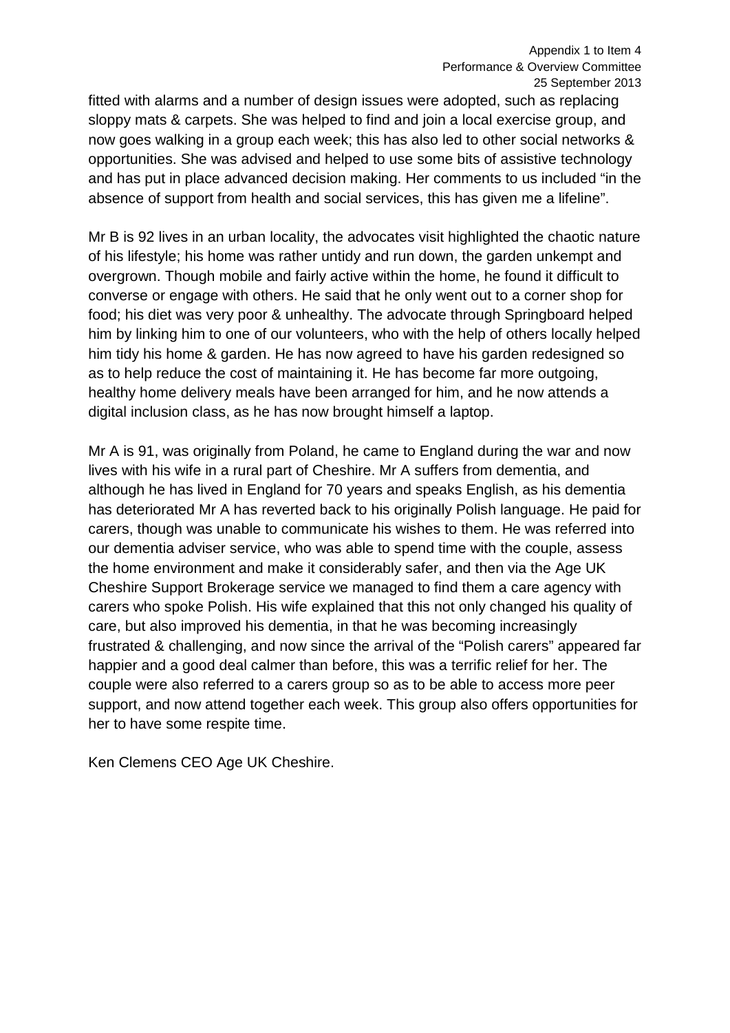fitted with alarms and a number of design issues were adopted, such as replacing sloppy mats & carpets. She was helped to find and join a local exercise group, and now goes walking in a group each week; this has also led to other social networks & opportunities. She was advised and helped to use some bits of assistive technology and has put in place advanced decision making. Her comments to us included "in the absence of support from health and social services, this has given me a lifeline".

Mr B is 92 lives in an urban locality, the advocates visit highlighted the chaotic nature of his lifestyle; his home was rather untidy and run down, the garden unkempt and overgrown. Though mobile and fairly active within the home, he found it difficult to converse or engage with others. He said that he only went out to a corner shop for food; his diet was very poor & unhealthy. The advocate through Springboard helped him by linking him to one of our volunteers, who with the help of others locally helped him tidy his home & garden. He has now agreed to have his garden redesigned so as to help reduce the cost of maintaining it. He has become far more outgoing, healthy home delivery meals have been arranged for him, and he now attends a digital inclusion class, as he has now brought himself a laptop.

Mr A is 91, was originally from Poland, he came to England during the war and now lives with his wife in a rural part of Cheshire. Mr A suffers from dementia, and although he has lived in England for 70 years and speaks English, as his dementia has deteriorated Mr A has reverted back to his originally Polish language. He paid for carers, though was unable to communicate his wishes to them. He was referred into our dementia adviser service, who was able to spend time with the couple, assess the home environment and make it considerably safer, and then via the Age UK Cheshire Support Brokerage service we managed to find them a care agency with carers who spoke Polish. His wife explained that this not only changed his quality of care, but also improved his dementia, in that he was becoming increasingly frustrated & challenging, and now since the arrival of the "Polish carers" appeared far happier and a good deal calmer than before, this was a terrific relief for her. The couple were also referred to a carers group so as to be able to access more peer support, and now attend together each week. This group also offers opportunities for her to have some respite time.

Ken Clemens CEO Age UK Cheshire.